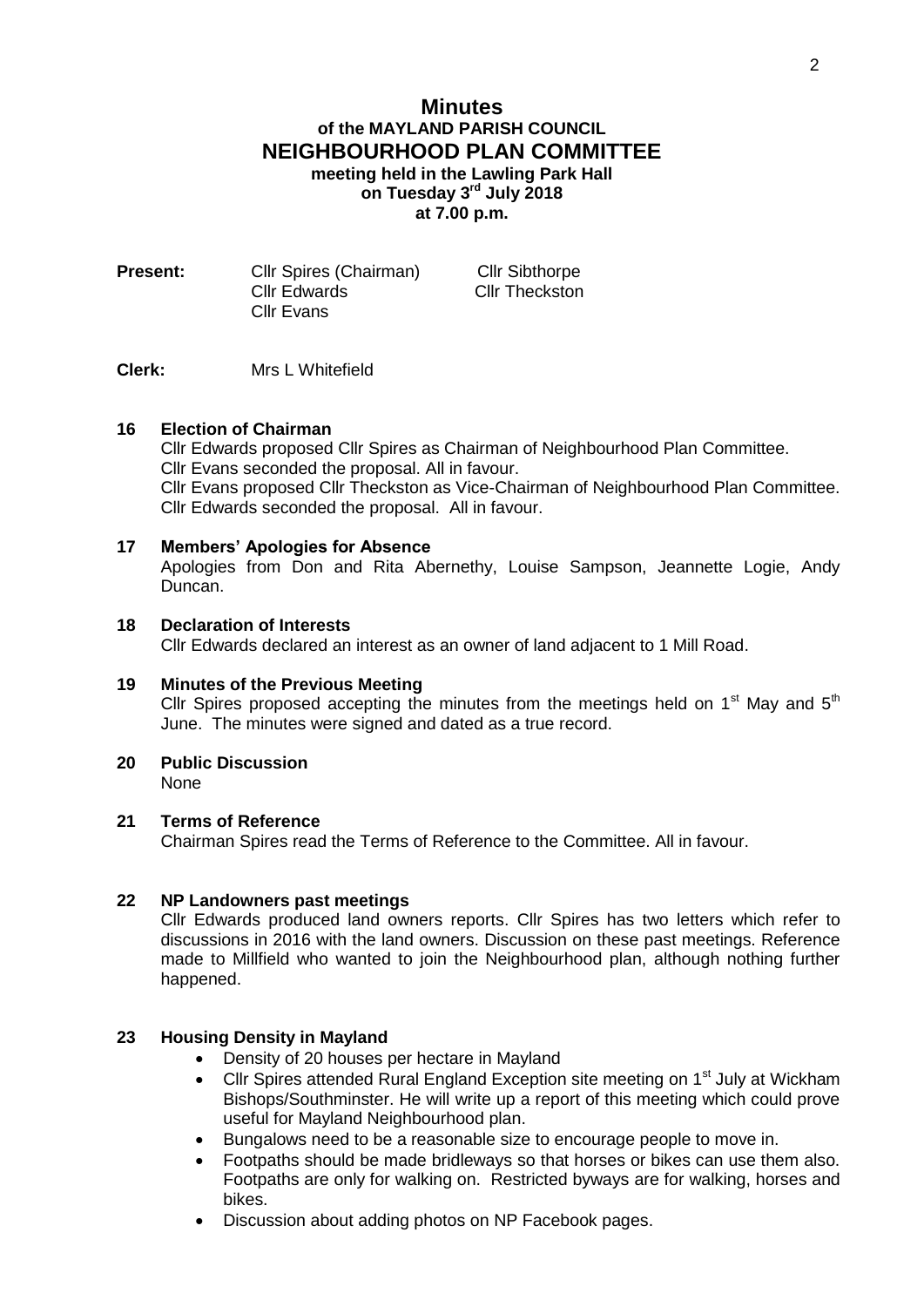# Minutes
## of the MAYLAND PARISH COUNCIL
## NEIGHBOURHOOD PLAN COMMITTEE
**meeting held in the Lawling Park Hall**
**on Tuesday 3rd July 2018**
**at 7.00 p.m.**

**Present:** Cllr Spires (Chairman), Cllr Edwards, Cllr Evans, Cllr Sibthorpe, Cllr Theckston

**Clerk:** Mrs L Whitefield

### 16 Election of Chairman

Cllr Edwards proposed Cllr Spires as Chairman of Neighbourhood Plan Committee. Cllr Evans seconded the proposal. All in favour.
Cllr Evans proposed Cllr Theckston as Vice-Chairman of Neighbourhood Plan Committee. Cllr Edwards seconded the proposal. All in favour.

### 17 Members' Apologies for Absence

Apologies from Don and Rita Abernethy, Louise Sampson, Jeannette Logie, Andy Duncan.

### 18 Declaration of Interests

Cllr Edwards declared an interest as an owner of land adjacent to 1 Mill Road.

### 19 Minutes of the Previous Meeting

Cllr Spires proposed accepting the minutes from the meetings held on 1st May and 5th June. The minutes were signed and dated as a true record.

### 20 Public Discussion

None

### 21 Terms of Reference

Chairman Spires read the Terms of Reference to the Committee. All in favour.

### 22 NP Landowners past meetings

Cllr Edwards produced land owners reports. Cllr Spires has two letters which refer to discussions in 2016 with the land owners. Discussion on these past meetings. Reference made to Millfield who wanted to join the Neighbourhood plan, although nothing further happened.

### 23 Housing Density in Mayland

- Density of 20 houses per hectare in Mayland
- Cllr Spires attended Rural England Exception site meeting on 1st July at Wickham Bishops/Southminster. He will write up a report of this meeting which could prove useful for Mayland Neighbourhood plan.
- Bungalows need to be a reasonable size to encourage people to move in.
- Footpaths should be made bridleways so that horses or bikes can use them also. Footpaths are only for walking on. Restricted byways are for walking, horses and bikes.
- Discussion about adding photos on NP Facebook pages.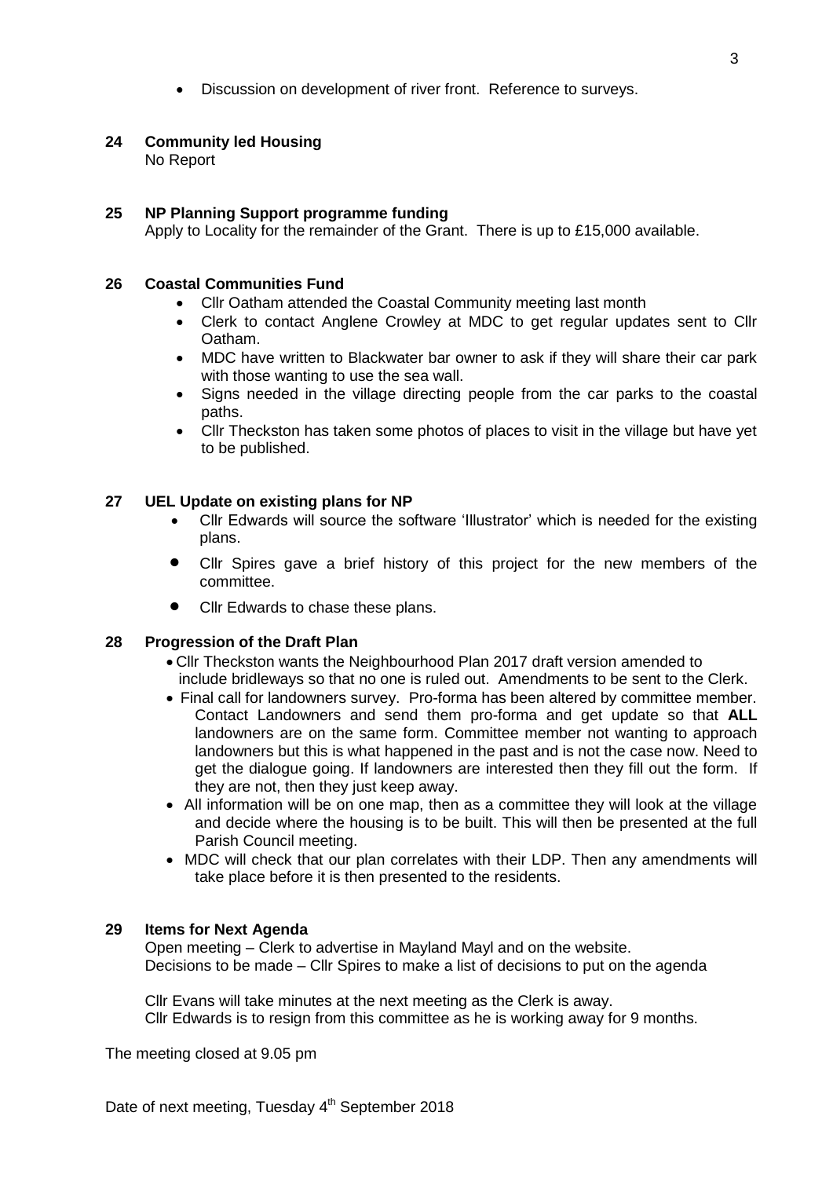- Discussion on development of river front. Reference to surveys.

**24 Community led Housing**

No Report

**25 NP Planning Support programme funding**

Apply to Locality for the remainder of the Grant. There is up to £15,000 available.

**26 Coastal Communities Fund**

- Cllr Oatham attended the Coastal Community meeting last month
- Clerk to contact Anglene Crowley at MDC to get regular updates sent to Cllr Oatham.
- MDC have written to Blackwater bar owner to ask if they will share their car park with those wanting to use the sea wall.
- Signs needed in the village directing people from the car parks to the coastal paths.
- Cllr Theckston has taken some photos of places to visit in the village but have yet to be published.

**27 UEL Update on existing plans for NP**

- Cllr Edwards will source the software 'Illustrator' which is needed for the existing plans.
- Cllr Spires gave a brief history of this project for the new members of the committee.
- Cllr Edwards to chase these plans.

**28 Progression of the Draft Plan**

- Cllr Theckston wants the Neighbourhood Plan 2017 draft version amended to include bridleways so that no one is ruled out. Amendments to be sent to the Clerk.
- Final call for landowners survey. Pro-forma has been altered by committee member. Contact Landowners and send them pro-forma and get update so that **ALL** landowners are on the same form. Committee member not wanting to approach landowners but this is what happened in the past and is not the case now. Need to get the dialogue going. If landowners are interested then they fill out the form. If they are not, then they just keep away.
- All information will be on one map, then as a committee they will look at the village and decide where the housing is to be built. This will then be presented at the full Parish Council meeting.
- MDC will check that our plan correlates with their LDP. Then any amendments will take place before it is then presented to the residents.

**29 Items for Next Agenda**

Open meeting – Clerk to advertise in Mayland Mayl and on the website.
Decisions to be made – Cllr Spires to make a list of decisions to put on the agenda

Cllr Evans will take minutes at the next meeting as the Clerk is away.
Cllr Edwards is to resign from this committee as he is working away for 9 months.

The meeting closed at 9.05 pm

Date of next meeting, Tuesday 4th September 2018